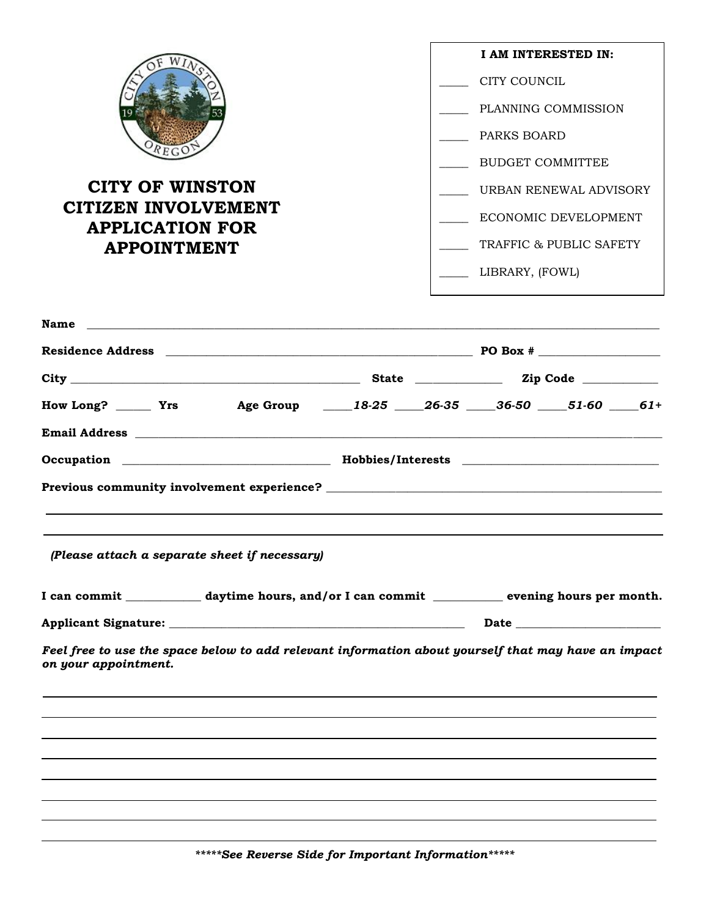# CITY OF WINSTON CITIZEN INVOLVEMENT APPLICATION FOR APPOINTMENT

**I AM INTERESTED IN:**

_____ CITY COUNCIL

_____ PLANNING COMMISSION

_____ PARKS BOARD

_____ BUDGET COMMITTEE

_____ URBAN RENEWAL ADVISORY

_____ ECONOMIC DEVELOPMENT

_____ TRAFFIC & PUBLIC SAFETY

_____ LIBRARY, (FOWL)

**Name** ____________________________________________________________

**Residence Address** ________________________________ **PO Box #** ______________

**City** ______________________________ **State** __________ **Zip Code** __________

**How Long?** _____ **Yrs** **Age Group** _____*18-25* _____*26-35* _____*36-50* _____*51-60* _____*61+*

**Email Address** ____________________________________________________________

**Occupation** ________________________ **Hobbies/Interests** ________________________

**Previous community involvement experience?** ________________________________________

____________________________________________________________

____________________________________________________________

***(Please attach a separate sheet if necessary)***

**I can commit** __________ **daytime hours, and/or I can commit** __________ **evening hours per month.**

**Applicant Signature:** ________________________________ **Date** ________________

***Feel free to use the space below to add relevant information about yourself that may have an impact on your appointment.***

____________________________________________________________

____________________________________________________________

____________________________________________________________

____________________________________________________________

____________________________________________________________

____________________________________________________________

____________________________________________________________

____________________________________________________________

***\*\*\*\*\*See Reverse Side for Important Information\*\*\*\*\****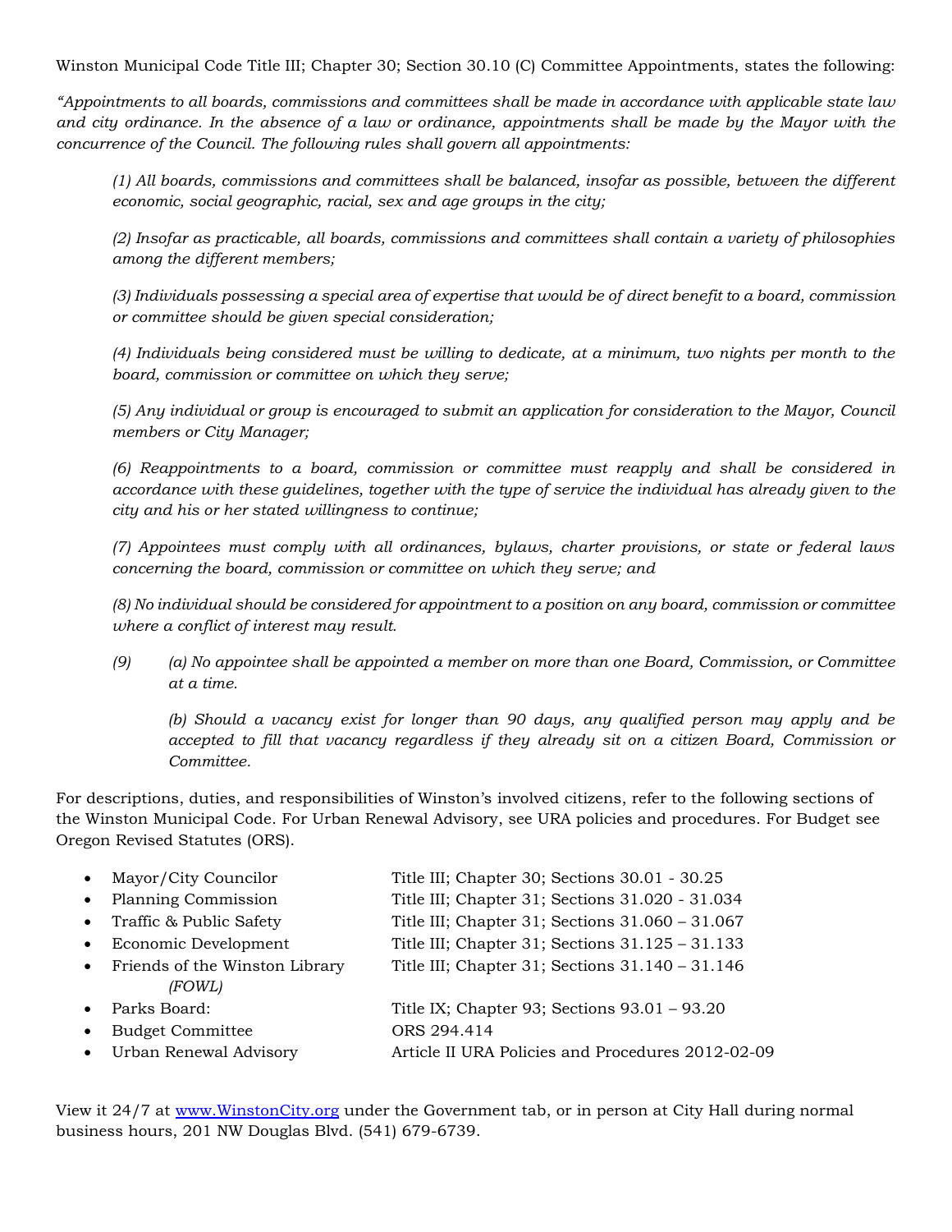Winston Municipal Code Title III; Chapter 30; Section 30.10 (C) Committee Appointments, states the following:

*"Appointments to all boards, commissions and committees shall be made in accordance with applicable state law and city ordinance. In the absence of a law or ordinance, appointments shall be made by the Mayor with the concurrence of the Council. The following rules shall govern all appointments:*

> *(1) All boards, commissions and committees shall be balanced, insofar as possible, between the different economic, social geographic, racial, sex and age groups in the city;*
>
> *(2) Insofar as practicable, all boards, commissions and committees shall contain a variety of philosophies among the different members;*
>
> *(3) Individuals possessing a special area of expertise that would be of direct benefit to a board, commission or committee should be given special consideration;*
>
> *(4) Individuals being considered must be willing to dedicate, at a minimum, two nights per month to the board, commission or committee on which they serve;*
>
> *(5) Any individual or group is encouraged to submit an application for consideration to the Mayor, Council members or City Manager;*
>
> *(6) Reappointments to a board, commission or committee must reapply and shall be considered in accordance with these guidelines, together with the type of service the individual has already given to the city and his or her stated willingness to continue;*
>
> *(7) Appointees must comply with all ordinances, bylaws, charter provisions, or state or federal laws concerning the board, commission or committee on which they serve; and*
>
> *(8) No individual should be considered for appointment to a position on any board, commission or committee where a conflict of interest may result.*
>
> *(9) (a) No appointee shall be appointed a member on more than one Board, Commission, or Committee at a time.*
>
> *(b) Should a vacancy exist for longer than 90 days, any qualified person may apply and be accepted to fill that vacancy regardless if they already sit on a citizen Board, Commission or Committee.*

For descriptions, duties, and responsibilities of Winston's involved citizens, refer to the following sections of the Winston Municipal Code. For Urban Renewal Advisory, see URA policies and procedures. For Budget see Oregon Revised Statutes (ORS).

- Mayor/City Councilor — Title III; Chapter 30; Sections 30.01 - 30.25
- Planning Commission — Title III; Chapter 31; Sections 31.020 - 31.034
- Traffic & Public Safety — Title III; Chapter 31; Sections 31.060 – 31.067
- Economic Development — Title III; Chapter 31; Sections 31.125 – 31.133
- Friends of the Winston Library *(FOWL)* — Title III; Chapter 31; Sections 31.140 – 31.146
- Parks Board: — Title IX; Chapter 93; Sections 93.01 – 93.20
- Budget Committee — ORS 294.414
- Urban Renewal Advisory — Article II URA Policies and Procedures 2012-02-09

View it 24/7 at [www.WinstonCity.org](http://www.WinstonCity.org) under the Government tab, or in person at City Hall during normal business hours, 201 NW Douglas Blvd. (541) 679-6739.